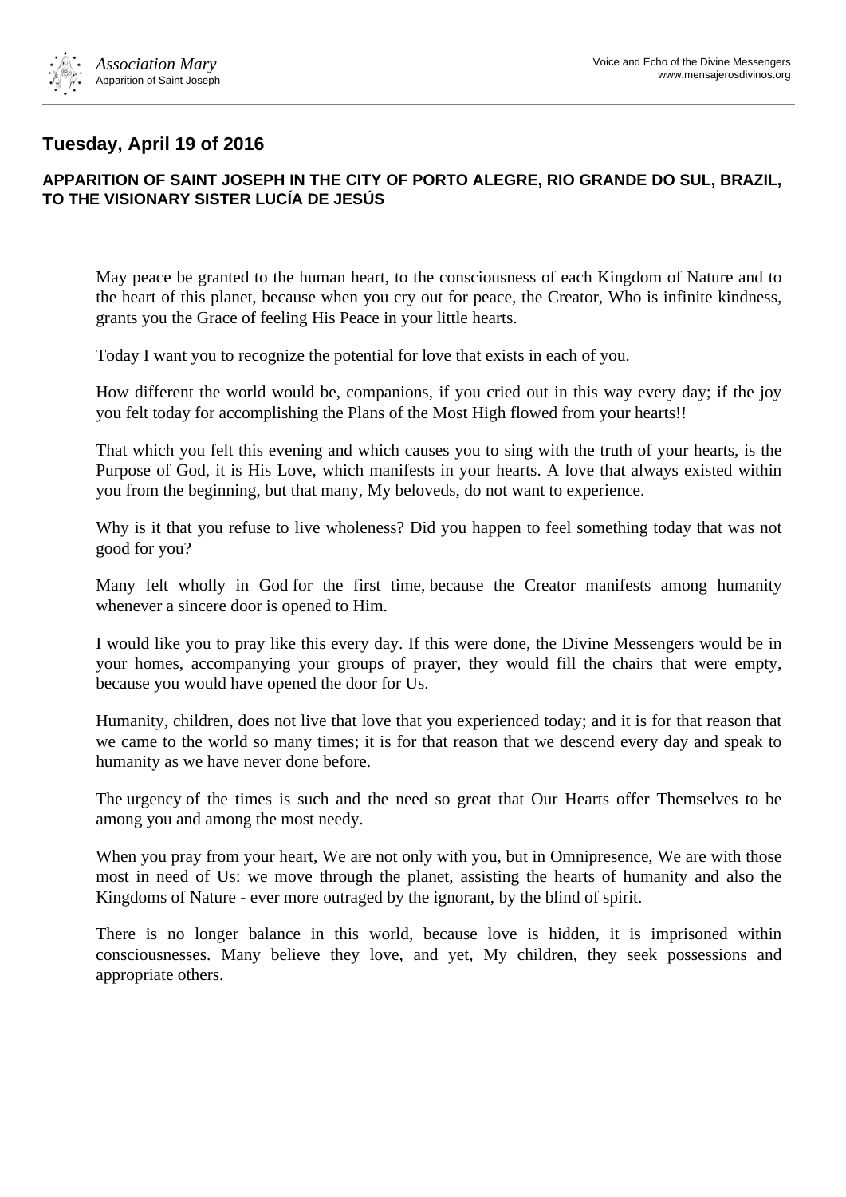## Tuesday, April 19 of 2016

### APPARITION OF SAINT JOSEPH IN THE CITY OF PORTO ALEGRE, RIO GRANDE DO SUL, BRAZIL, TO THE VISIONARY SISTER LUCÍA DE JESÚS

May peace be granted to the human heart, to the consciousness of each Kingdom of Nature and to the heart of this planet, because when you cry out for peace, the Creator, Who is infinite kindness, grants you the Grace of feeling His Peace in your little hearts.

Today I want you to recognize the potential for love that exists in each of you.

How different the world would be, companions, if you cried out in this way every day; if the joy you felt today for accomplishing the Plans of the Most High flowed from your hearts!!

That which you felt this evening and which causes you to sing with the truth of your hearts, is the Purpose of God, it is His Love, which manifests in your hearts. A love that always existed within you from the beginning, but that many, My beloveds, do not want to experience.

Why is it that you refuse to live wholeness? Did you happen to feel something today that was not good for you?

Many felt wholly in God for the first time, because the Creator manifests among humanity whenever a sincere door is opened to Him.

I would like you to pray like this every day. If this were done, the Divine Messengers would be in your homes, accompanying your groups of prayer, they would fill the chairs that were empty, because you would have opened the door for Us.

Humanity, children, does not live that love that you experienced today; and it is for that reason that we came to the world so many times; it is for that reason that we descend every day and speak to humanity as we have never done before.

The urgency of the times is such and the need so great that Our Hearts offer Themselves to be among you and among the most needy.

When you pray from your heart, We are not only with you, but in Omnipresence, We are with those most in need of Us: we move through the planet, assisting the hearts of humanity and also the Kingdoms of Nature - ever more outraged by the ignorant, by the blind of spirit.

There is no longer balance in this world, because love is hidden, it is imprisoned within consciousnesses. Many believe they love, and yet, My children, they seek possessions and appropriate others.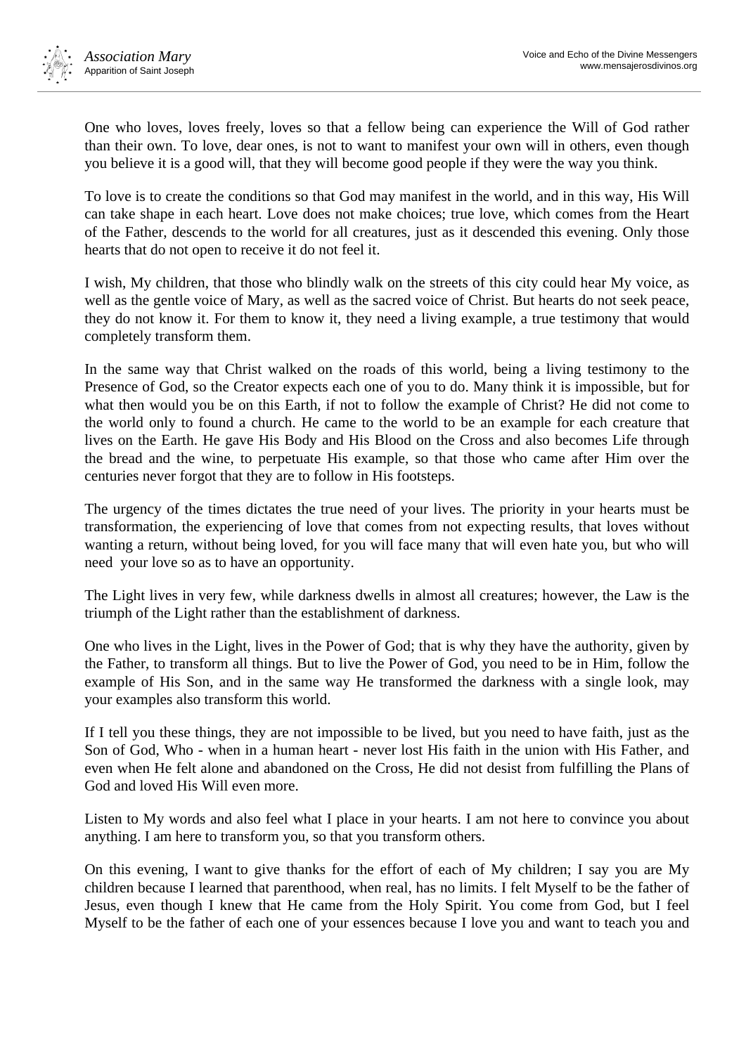One who loves, loves freely, loves so that a fellow being can experience the Will of God rather than their own. To love, dear ones, is not to want to manifest your own will in others, even though you believe it is a good will, that they will become good people if they were the way you think.

To love is to create the conditions so that God may manifest in the world, and in this way, His Will can take shape in each heart. Love does not make choices; true love, which comes from the Heart of the Father, descends to the world for all creatures, just as it descended this evening. Only those hearts that do not open to receive it do not feel it.

I wish, My children, that those who blindly walk on the streets of this city could hear My voice, as well as the gentle voice of Mary, as well as the sacred voice of Christ. But hearts do not seek peace, they do not know it. For them to know it, they need a living example, a true testimony that would completely transform them.

In the same way that Christ walked on the roads of this world, being a living testimony to the Presence of God, so the Creator expects each one of you to do. Many think it is impossible, but for what then would you be on this Earth, if not to follow the example of Christ? He did not come to the world only to found a church. He came to the world to be an example for each creature that lives on the Earth. He gave His Body and His Blood on the Cross and also becomes Life through the bread and the wine, to perpetuate His example, so that those who came after Him over the centuries never forgot that they are to follow in His footsteps.

The urgency of the times dictates the true need of your lives. The priority in your hearts must be transformation, the experiencing of love that comes from not expecting results, that loves without wanting a return, without being loved, for you will face many that will even hate you, but who will need your love so as to have an opportunity.

The Light lives in very few, while darkness dwells in almost all creatures; however, the Law is the triumph of the Light rather than the establishment of darkness.

One who lives in the Light, lives in the Power of God; that is why they have the authority, given by the Father, to transform all things. But to live the Power of God, you need to be in Him, follow the example of His Son, and in the same way He transformed the darkness with a single look, may your examples also transform this world.

If I tell you these things, they are not impossible to be lived, but you need to have faith, just as the Son of God, Who - when in a human heart - never lost His faith in the union with His Father, and even when He felt alone and abandoned on the Cross, He did not desist from fulfilling the Plans of God and loved His Will even more.

Listen to My words and also feel what I place in your hearts. I am not here to convince you about anything. I am here to transform you, so that you transform others.

On this evening, I want to give thanks for the effort of each of My children; I say you are My children because I learned that parenthood, when real, has no limits. I felt Myself to be the father of Jesus, even though I knew that He came from the Holy Spirit. You come from God, but I feel Myself to be the father of each one of your essences because I love you and want to teach you and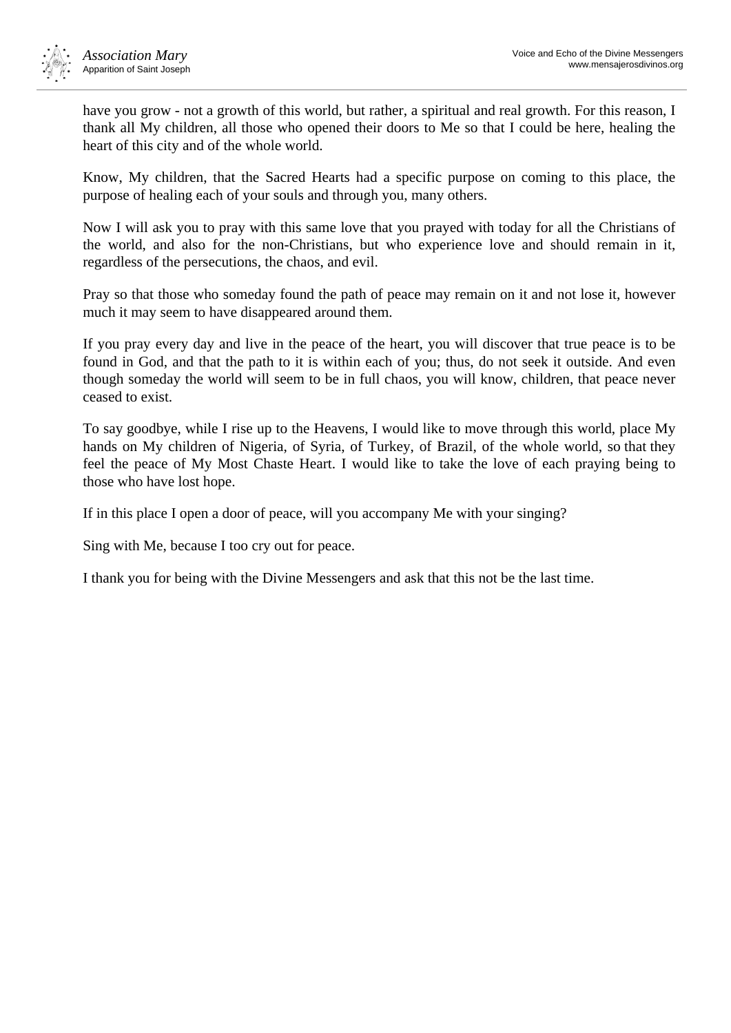have you grow - not a growth of this world, but rather, a spiritual and real growth. For this reason, I thank all My children, all those who opened their doors to Me so that I could be here, healing the heart of this city and of the whole world.

Know, My children, that the Sacred Hearts had a specific purpose on coming to this place, the purpose of healing each of your souls and through you, many others.

Now I will ask you to pray with this same love that you prayed with today for all the Christians of the world, and also for the non-Christians, but who experience love and should remain in it, regardless of the persecutions, the chaos, and evil.

Pray so that those who someday found the path of peace may remain on it and not lose it, however much it may seem to have disappeared around them.

If you pray every day and live in the peace of the heart, you will discover that true peace is to be found in God, and that the path to it is within each of you; thus, do not seek it outside. And even though someday the world will seem to be in full chaos, you will know, children, that peace never ceased to exist.

To say goodbye, while I rise up to the Heavens, I would like to move through this world, place My hands on My children of Nigeria, of Syria, of Turkey, of Brazil, of the whole world, so that they feel the peace of My Most Chaste Heart. I would like to take the love of each praying being to those who have lost hope.

If in this place I open a door of peace, will you accompany Me with your singing?

Sing with Me, because I too cry out for peace.

I thank you for being with the Divine Messengers and ask that this not be the last time.